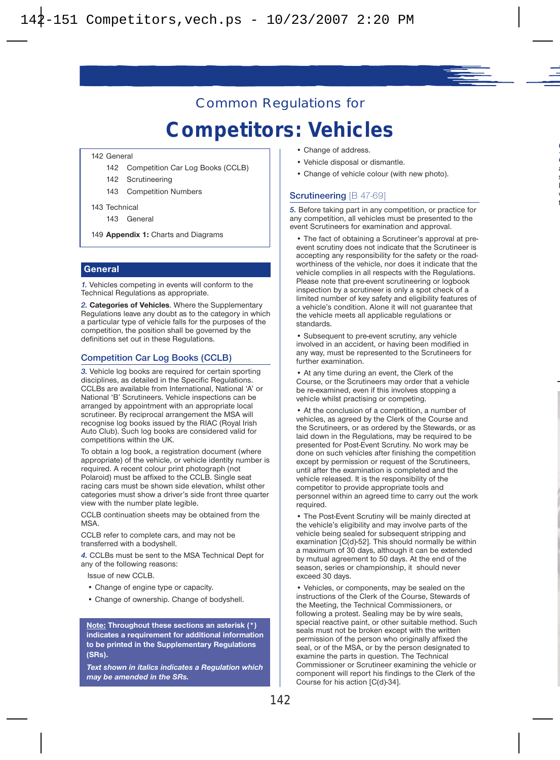## Common Regulations for

# Competitors: Vehicles

142 General
- 142 Competition Car Log Books (CCLB)
- 142 Scrutineering
- 143 Competition Numbers

143 Technical
- 143 General

149 **Appendix 1:** Charts and Diagrams

## General

*1.* Vehicles competing in events will conform to the Technical Regulations as appropriate.

*2.* **Categories of Vehicles**. Where the Supplementary Regulations leave any doubt as to the category in which a particular type of vehicle falls for the purposes of the competition, the position shall be governed by the definitions set out in these Regulations.

### Competition Car Log Books (CCLB)

*3.* Vehicle log books are required for certain sporting disciplines, as detailed in the Specific Regulations. CCLBs are available from International, National 'A' or National 'B' Scrutineers. Vehicle inspections can be arranged by appointment with an appropriate local scrutineer. By reciprocal arrangement the MSA will recognise log books issued by the RIAC (Royal Irish Auto Club). Such log books are considered valid for competitions within the UK.

To obtain a log book, a registration document (where appropriate) of the vehicle, or vehicle identity number is required. A recent colour print photograph (not Polaroid) must be affixed to the CCLB. Single seat racing cars must be shown side elevation, whilst other categories must show a driver's side front three quarter view with the number plate legible.

CCLB continuation sheets may be obtained from the MSA.

CCLB refer to complete cars, and may not be transferred with a bodyshell.

*4.* CCLBs must be sent to the MSA Technical Dept for any of the following reasons:

Issue of new CCLB.

- Change of engine type or capacity.
- Change of ownership. Change of bodyshell.
- Change of address.
- Vehicle disposal or dismantle.
- Change of vehicle colour (with new photo).

**Note: Throughout these sections an asterisk (*) indicates a requirement for additional information to be printed in the Supplementary Regulations (SRs).**

***Text shown in italics indicates a Regulation which may be amended in the SRs.***

### Scrutineering [B 47-69]

*5.* Before taking part in any competition, or practice for any competition, all vehicles must be presented to the event Scrutineers for examination and approval.

- The fact of obtaining a Scrutineer's approval at pre-event scrutiny does not indicate that the Scrutineer is accepting any responsibility for the safety or the road-worthiness of the vehicle, nor does it indicate that the vehicle complies in all respects with the Regulations. Please note that pre-event scrutineering or logbook inspection by a scrutineer is only a spot check of a limited number of key safety and eligibility features of a vehicle's condition. Alone it will not guarantee that the vehicle meets all applicable regulations or standards.
- Subsequent to pre-event scrutiny, any vehicle involved in an accident, or having been modified in any way, must be represented to the Scrutineers for further examination.
- At any time during an event, the Clerk of the Course, or the Scrutineers may order that a vehicle be re-examined, even if this involves stopping a vehicle whilst practising or competing.
- At the conclusion of a competition, a number of vehicles, as agreed by the Clerk of the Course and the Scrutineers, or as ordered by the Stewards, or as laid down in the Regulations, may be required to be presented for Post-Event Scrutiny. No work may be done on such vehicles after finishing the competition except by permission or request of the Scrutineers, until after the examination is completed and the vehicle released. It is the responsibility of the competitor to provide appropriate tools and personnel within an agreed time to carry out the work required.
- The Post-Event Scrutiny will be mainly directed at the vehicle's eligibility and may involve parts of the vehicle being sealed for subsequent stripping and examination [C(d)-52]. This should normally be within a maximum of 30 days, although it can be extended by mutual agreement to 50 days. At the end of the season, series or championship, it should never exceed 30 days.
- Vehicles, or components, may be sealed on the instructions of the Clerk of the Course, Stewards of the Meeting, the Technical Commissioners, or following a protest. Sealing may be by wire seals, special reactive paint, or other suitable method. Such seals must not be broken except with the written permission of the person who originally affixed the seal, or of the MSA, or by the person designated to examine the parts in question. The Technical Commissioner or Scrutineer examining the vehicle or component will report his findings to the Clerk of the Course for his action [C(d)-34].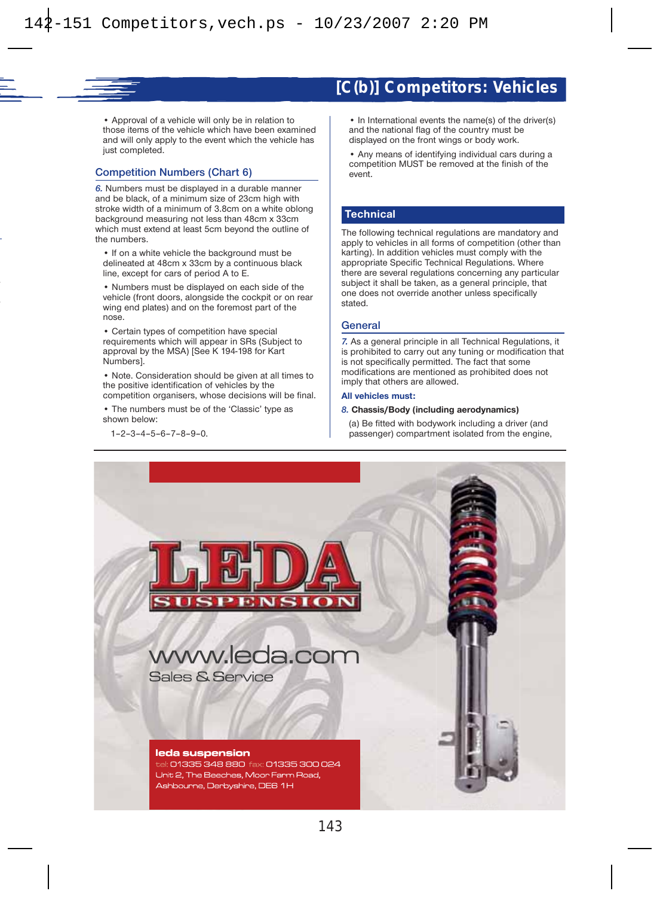## [C(b)] Competitors: Vehicles

- Approval of a vehicle will only be in relation to those items of the vehicle which have been examined and will only apply to the event which the vehicle has just completed.

### Competition Numbers (Chart 6)

*6.* Numbers must be displayed in a durable manner and be black, of a minimum size of 23cm high with stroke width of a minimum of 3.8cm on a white oblong background measuring not less than 48cm x 33cm which must extend at least 5cm beyond the outline of the numbers.

- If on a white vehicle the background must be delineated at 48cm x 33cm by a continuous black line, except for cars of period A to E.
- Numbers must be displayed on each side of the vehicle (front doors, alongside the cockpit or on rear wing end plates) and on the foremost part of the nose.
- Certain types of competition have special requirements which will appear in SRs (Subject to approval by the MSA) [See K 194-198 for Kart Numbers].
- Note. Consideration should be given at all times to the positive identification of vehicles by the competition organisers, whose decisions will be final.
- The numbers must be of the 'Classic' type as shown below:

  1-2-3-4-5-6-7-8-9-0.

- In International events the name(s) of the driver(s) and the national flag of the country must be displayed on the front wings or body work.
- Any means of identifying individual cars during a competition MUST be removed at the finish of the event.

## Technical

The following technical regulations are mandatory and apply to vehicles in all forms of competition (other than karting). In addition vehicles must comply with the appropriate Specific Technical Regulations. Where there are several regulations concerning any particular subject it shall be taken, as a general principle, that one does not override another unless specifically stated.

### General

*7.* As a general principle in all Technical Regulations, it is prohibited to carry out any tuning or modification that is not specifically permitted. The fact that some modifications are mentioned as prohibited does not imply that others are allowed.

**All vehicles must:**

*8.* **Chassis/Body (including aerodynamics)**

(a) Be fitted with bodywork including a driver (and passenger) compartment isolated from the engine,

LEDA SUSPENSION

www.leda.com

Sales & Service

**leda suspension**
tel: 01335 348 880 fax: 01335 300 024
Unit 2, The Beeches, Moor Farm Road,
Ashbourne, Derbyshire, DE6 1H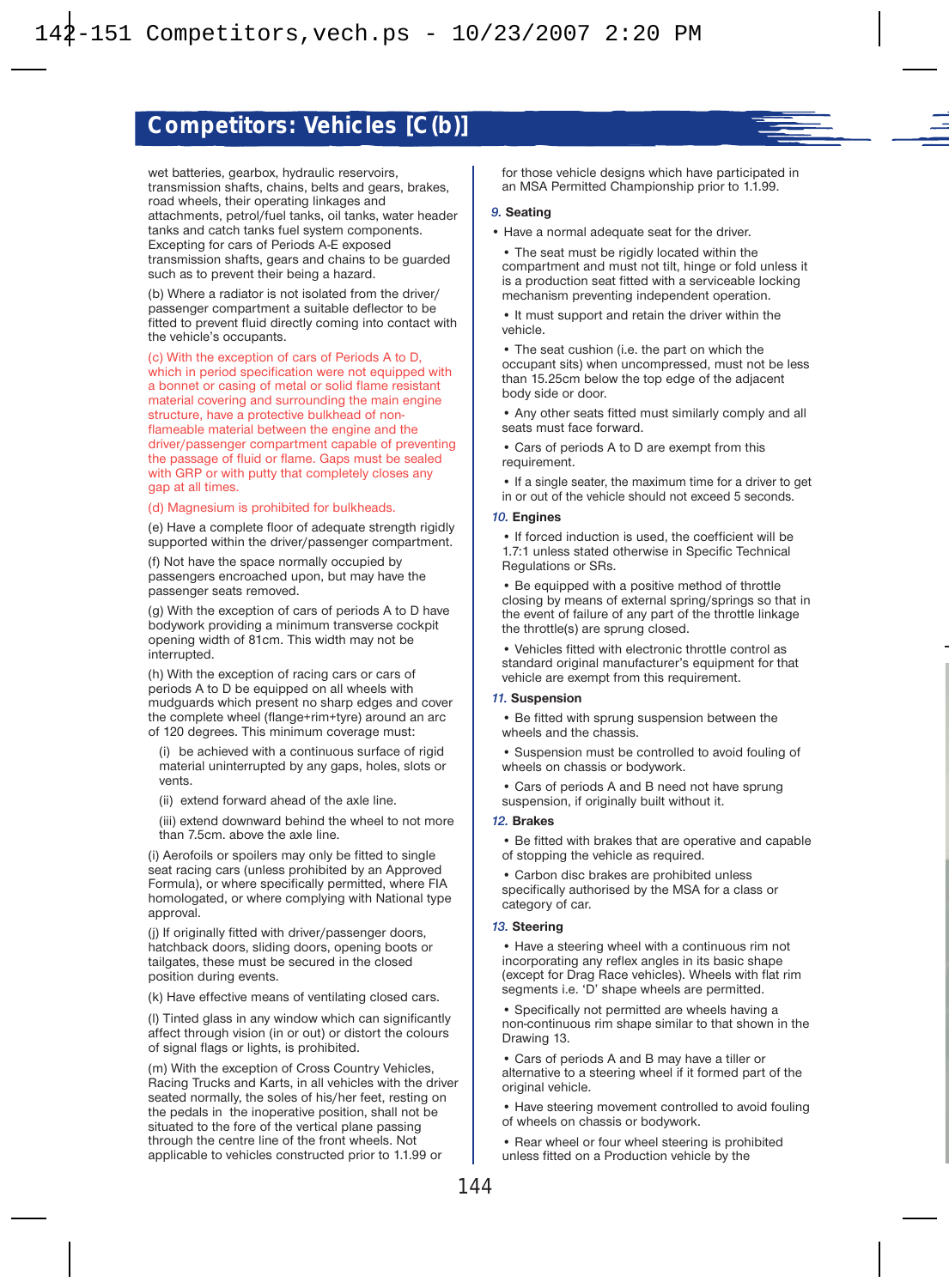## Competitors: Vehicles [C(b)]

wet batteries, gearbox, hydraulic reservoirs, transmission shafts, chains, belts and gears, brakes, road wheels, their operating linkages and attachments, petrol/fuel tanks, oil tanks, water header tanks and catch tanks fuel system components. Excepting for cars of Periods A-E exposed transmission shafts, gears and chains to be guarded such as to prevent their being a hazard.

(b) Where a radiator is not isolated from the driver/passenger compartment a suitable deflector to be fitted to prevent fluid directly coming into contact with the vehicle's occupants.

(c) With the exception of cars of Periods A to D, which in period specification were not equipped with a bonnet or casing of metal or solid flame resistant material covering and surrounding the main engine structure, have a protective bulkhead of non-flameable material between the engine and the driver/passenger compartment capable of preventing the passage of fluid or flame. Gaps must be sealed with GRP or with putty that completely closes any gap at all times.

(d) Magnesium is prohibited for bulkheads.

(e) Have a complete floor of adequate strength rigidly supported within the driver/passenger compartment.

(f) Not have the space normally occupied by passengers encroached upon, but may have the passenger seats removed.

(g) With the exception of cars of periods A to D have bodywork providing a minimum transverse cockpit opening width of 81cm. This width may not be interrupted.

(h) With the exception of racing cars or cars of periods A to D be equipped on all wheels with mudguards which present no sharp edges and cover the complete wheel (flange+rim+tyre) around an arc of 120 degrees. This minimum coverage must:

(i) be achieved with a continuous surface of rigid material uninterrupted by any gaps, holes, slots or vents.

(ii) extend forward ahead of the axle line.

(iii) extend downward behind the wheel to not more than 7.5cm. above the axle line.

(i) Aerofoils or spoilers may only be fitted to single seat racing cars (unless prohibited by an Approved Formula), or where specifically permitted, where FIA homologated, or where complying with National type approval.

(j) If originally fitted with driver/passenger doors, hatchback doors, sliding doors, opening boots or tailgates, these must be secured in the closed position during events.

(k) Have effective means of ventilating closed cars.

(l) Tinted glass in any window which can significantly affect through vision (in or out) or distort the colours of signal flags or lights, is prohibited.

(m) With the exception of Cross Country Vehicles, Racing Trucks and Karts, in all vehicles with the driver seated normally, the soles of his/her feet, resting on the pedals in the inoperative position, shall not be situated to the fore of the vertical plane passing through the centre line of the front wheels. Not applicable to vehicles constructed prior to 1.1.99 or for those vehicle designs which have participated in an MSA Permitted Championship prior to 1.1.99.

### 9. Seating

- Have a normal adequate seat for the driver.
- The seat must be rigidly located within the compartment and must not tilt, hinge or fold unless it is a production seat fitted with a serviceable locking mechanism preventing independent operation.
- It must support and retain the driver within the vehicle.
- The seat cushion (i.e. the part on which the occupant sits) when uncompressed, must not be less than 15.25cm below the top edge of the adjacent body side or door.
- Any other seats fitted must similarly comply and all seats must face forward.
- Cars of periods A to D are exempt from this requirement.
- If a single seater, the maximum time for a driver to get in or out of the vehicle should not exceed 5 seconds.

### 10. Engines

- If forced induction is used, the coefficient will be 1.7:1 unless stated otherwise in Specific Technical Regulations or SRs.
- Be equipped with a positive method of throttle closing by means of external spring/springs so that in the event of failure of any part of the throttle linkage the throttle(s) are sprung closed.
- Vehicles fitted with electronic throttle control as standard original manufacturer's equipment for that vehicle are exempt from this requirement.

### 11. Suspension

- Be fitted with sprung suspension between the wheels and the chassis.
- Suspension must be controlled to avoid fouling of wheels on chassis or bodywork.
- Cars of periods A and B need not have sprung suspension, if originally built without it.

### 12. Brakes

- Be fitted with brakes that are operative and capable of stopping the vehicle as required.
- Carbon disc brakes are prohibited unless specifically authorised by the MSA for a class or category of car.

### 13. Steering

- Have a steering wheel with a continuous rim not incorporating any reflex angles in its basic shape (except for Drag Race vehicles). Wheels with flat rim segments i.e. 'D' shape wheels are permitted.
- Specifically not permitted are wheels having a non-continuous rim shape similar to that shown in the Drawing 13.
- Cars of periods A and B may have a tiller or alternative to a steering wheel if it formed part of the original vehicle.
- Have steering movement controlled to avoid fouling of wheels on chassis or bodywork.
- Rear wheel or four wheel steering is prohibited unless fitted on a Production vehicle by the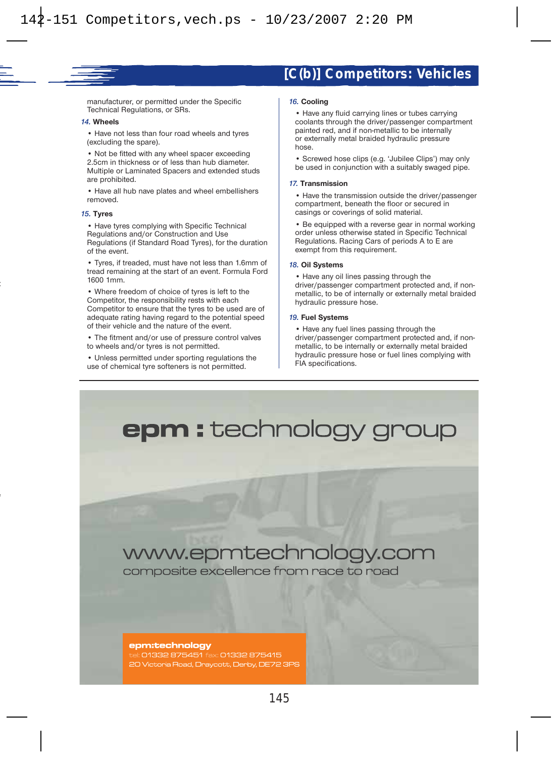manufacturer, or permitted under the Specific Technical Regulations, or SRs.

**14. Wheels**

- Have not less than four road wheels and tyres (excluding the spare).
- Not be fitted with any wheel spacer exceeding 2.5cm in thickness or of less than hub diameter. Multiple or Laminated Spacers and extended studs are prohibited.
- Have all hub nave plates and wheel embellishers removed.

**15. Tyres**

- Have tyres complying with Specific Technical Regulations and/or Construction and Use Regulations (if Standard Road Tyres), for the duration of the event.
- Tyres, if treaded, must have not less than 1.6mm of tread remaining at the start of an event. Formula Ford 1600 1mm.
- Where freedom of choice of tyres is left to the Competitor, the responsibility rests with each Competitor to ensure that the tyres to be used are of adequate rating having regard to the potential speed of their vehicle and the nature of the event.
- The fitment and/or use of pressure control valves to wheels and/or tyres is not permitted.
- Unless permitted under sporting regulations the use of chemical tyre softeners is not permitted.

**16. Cooling**

- Have any fluid carrying lines or tubes carrying coolants through the driver/passenger compartment painted red, and if non-metallic to be internally or externally metal braided hydraulic pressure hose.
- Screwed hose clips (e.g. 'Jubilee Clips') may only be used in conjunction with a suitably swaged pipe.

**17. Transmission**

- Have the transmission outside the driver/passenger compartment, beneath the floor or secured in casings or coverings of solid material.
- Be equipped with a reverse gear in normal working order unless otherwise stated in Specific Technical Regulations. Racing Cars of periods A to E are exempt from this requirement.

**18. Oil Systems**

- Have any oil lines passing through the driver/passenger compartment protected and, if non-metallic, to be of internally or externally metal braided hydraulic pressure hose.

**19. Fuel Systems**

- Have any fuel lines passing through the driver/passenger compartment protected and, if non-metallic, to be internally or externally metal braided hydraulic pressure hose or fuel lines complying with FIA specifications.

epm : technology group

www.epmtechnology.com

composite excellence from race to road

**epm:technology**
tel: 01332 875451 fax: 01332 875415
20 Victoria Road, Draycott, Derby, DE72 3PS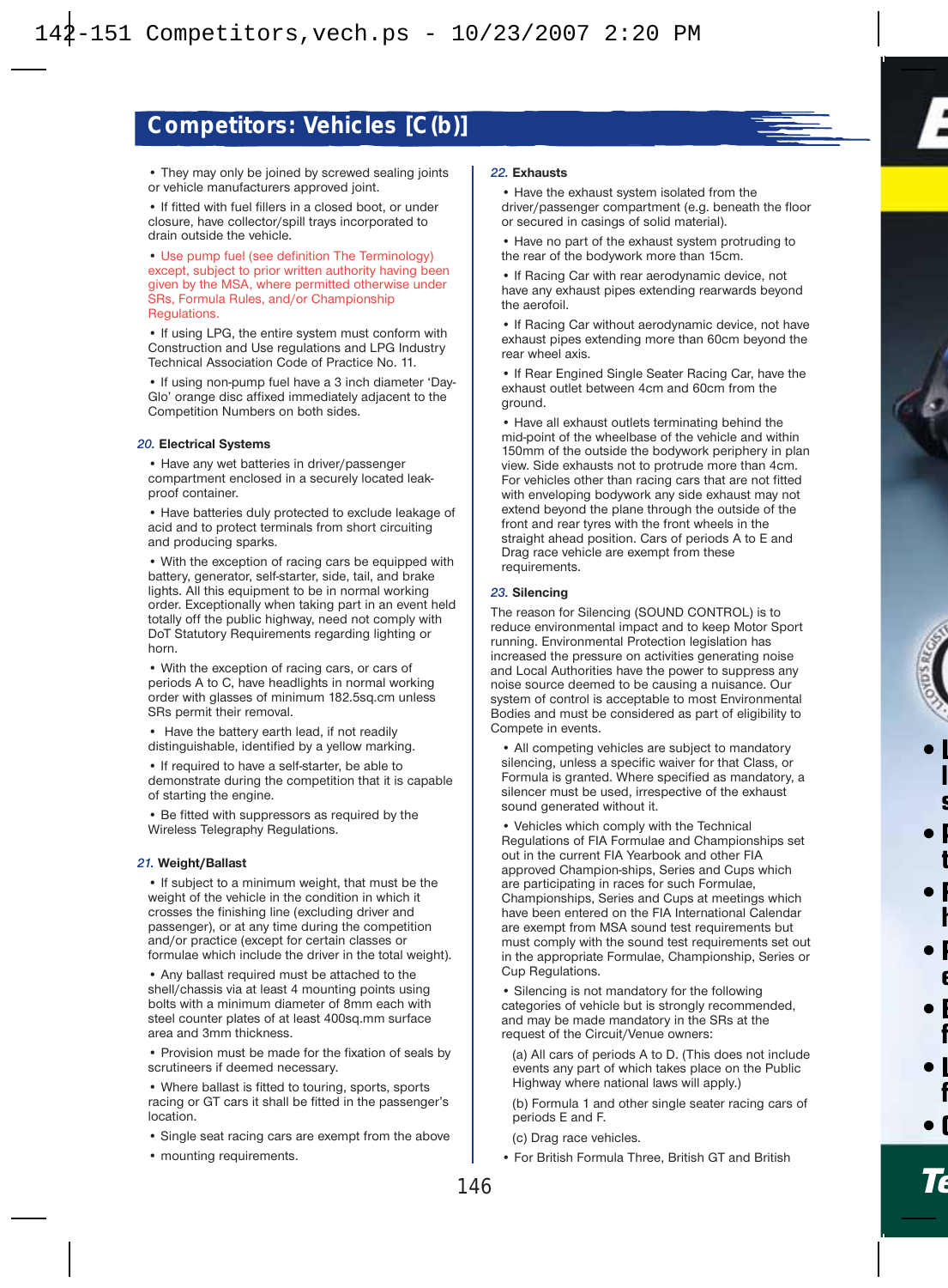## Competitors: Vehicles [C(b)]

- They may only be joined by screwed sealing joints or vehicle manufacturers approved joint.
- If fitted with fuel fillers in a closed boot, or under closure, have collector/spill trays incorporated to drain outside the vehicle.
- Use pump fuel (see definition The Terminology) except, subject to prior written authority having been given by the MSA, where permitted otherwise under SRs, Formula Rules, and/or Championship Regulations.
- If using LPG, the entire system must conform with Construction and Use regulations and LPG Industry Technical Association Code of Practice No. 11.
- If using non-pump fuel have a 3 inch diameter 'Day-Glo' orange disc affixed immediately adjacent to the Competition Numbers on both sides.

### *20.* Electrical Systems

- Have any wet batteries in driver/passenger compartment enclosed in a securely located leak-proof container.
- Have batteries duly protected to exclude leakage of acid and to protect terminals from short circuiting and producing sparks.
- With the exception of racing cars be equipped with battery, generator, self-starter, side, tail, and brake lights. All this equipment to be in normal working order. Exceptionally when taking part in an event held totally off the public highway, need not comply with DoT Statutory Requirements regarding lighting or horn.
- With the exception of racing cars, or cars of periods A to C, have headlights in normal working order with glasses of minimum 182.5sq.cm unless SRs permit their removal.
- Have the battery earth lead, if not readily distinguishable, identified by a yellow marking.
- If required to have a self-starter, be able to demonstrate during the competition that it is capable of starting the engine.
- Be fitted with suppressors as required by the Wireless Telegraphy Regulations.

### *21.* Weight/Ballast

- If subject to a minimum weight, that must be the weight of the vehicle in the condition in which it crosses the finishing line (excluding driver and passenger), or at any time during the competition and/or practice (except for certain classes or formulae which include the driver in the total weight).
- Any ballast required must be attached to the shell/chassis via at least 4 mounting points using bolts with a minimum diameter of 8mm each with steel counter plates of at least 400sq.mm surface area and 3mm thickness.
- Provision must be made for the fixation of seals by scrutineers if deemed necessary.
- Where ballast is fitted to touring, sports, sports racing or GT cars it shall be fitted in the passenger's location.
- Single seat racing cars are exempt from the above
- mounting requirements.

### *22.* Exhausts

- Have the exhaust system isolated from the driver/passenger compartment (e.g. beneath the floor or secured in casings of solid material).
- Have no part of the exhaust system protruding to the rear of the bodywork more than 15cm.
- If Racing Car with rear aerodynamic device, not have any exhaust pipes extending rearwards beyond the aerofoil.
- If Racing Car without aerodynamic device, not have exhaust pipes extending more than 60cm beyond the rear wheel axis.
- If Rear Engined Single Seater Racing Car, have the exhaust outlet between 4cm and 60cm from the ground.
- Have all exhaust outlets terminating behind the mid-point of the wheelbase of the vehicle and within 150mm of the outside the bodywork periphery in plan view. Side exhausts not to protrude more than 4cm. For vehicles other than racing cars that are not fitted with enveloping bodywork any side exhaust may not extend beyond the plane through the outside of the front and rear tyres with the front wheels in the straight ahead position. Cars of periods A to E and Drag race vehicle are exempt from these requirements.

### *23.* Silencing

The reason for Silencing (SOUND CONTROL) is to reduce environmental impact and to keep Motor Sport running. Environmental Protection legislation has increased the pressure on activities generating noise and Local Authorities have the power to suppress any noise source deemed to be causing a nuisance. Our system of control is acceptable to most Environmental Bodies and must be considered as part of eligibility to Compete in events.

- All competing vehicles are subject to mandatory silencing, unless a specific waiver for that Class, or Formula is granted. Where specified as mandatory, a silencer must be used, irrespective of the exhaust sound generated without it.
- Vehicles which comply with the Technical Regulations of FIA Formulae and Championships set out in the current FIA Yearbook and other FIA approved Champion-ships, Series and Cups which are participating in races for such Formulae, Championships, Series and Cups at meetings which have been entered on the FIA International Calendar are exempt from MSA sound test requirements but must comply with the sound test requirements set out in the appropriate Formulae, Championship, Series or Cup Regulations.
- Silencing is not mandatory for the following categories of vehicle but is strongly recommended, and may be made mandatory in the SRs at the request of the Circuit/Venue owners:

  (a) All cars of periods A to D. (This does not include events any part of which takes place on the Public Highway where national laws will apply.)

  (b) Formula 1 and other single seater racing cars of periods E and F.

  (c) Drag race vehicles.

- For British Formula Three, British GT and British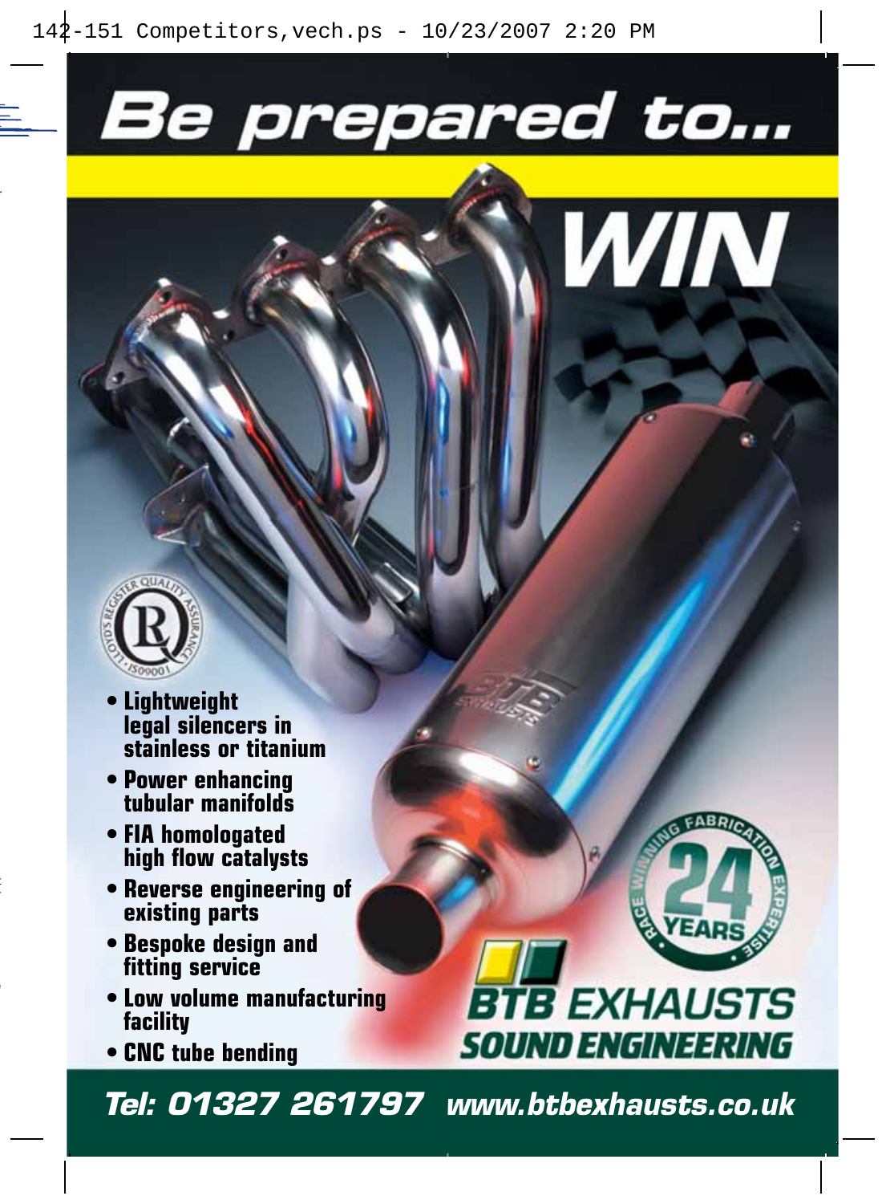# Be prepared to...

# WIN

- Lightweight legal silencers in stainless or titanium
- Power enhancing tubular manifolds
- FIA homologated high flow catalysts
- Reverse engineering of existing parts
- Bespoke design and fitting service
- Low volume manufacturing facility
- CNC tube bending

RACE WINNING FABRICATION EXPERTISE 24 YEARS

**BTB EXHAUSTS**
**SOUND ENGINEERING**

**Tel: 01327 261797 www.btbexhausts.co.uk**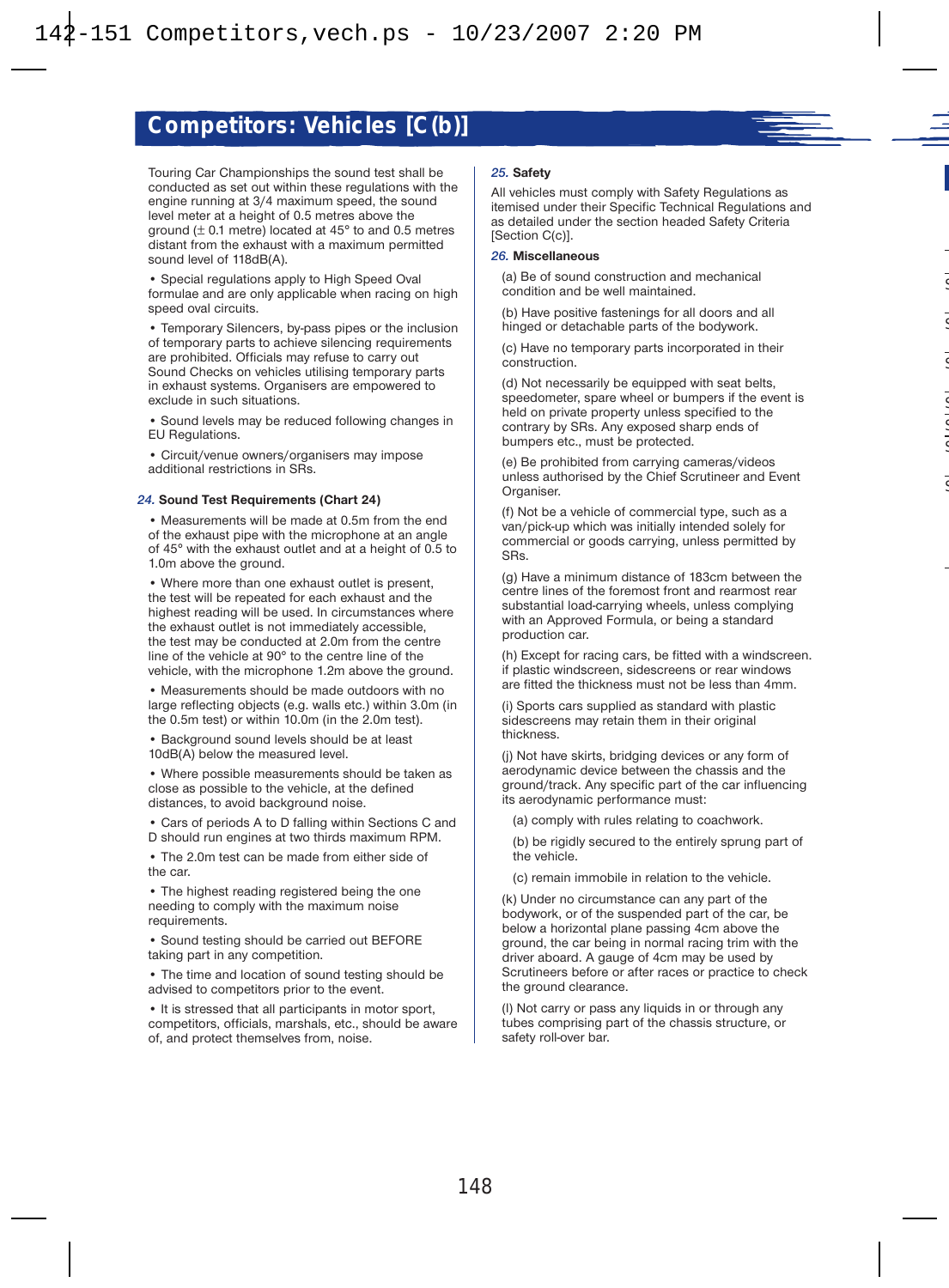## Competitors: Vehicles [C(b)]

Touring Car Championships the sound test shall be conducted as set out within these regulations with the engine running at 3/4 maximum speed, the sound level meter at a height of 0.5 metres above the ground (± 0.1 metre) located at 45° to and 0.5 metres distant from the exhaust with a maximum permitted sound level of 118dB(A).

- Special regulations apply to High Speed Oval formulae and are only applicable when racing on high speed oval circuits.
- Temporary Silencers, by-pass pipes or the inclusion of temporary parts to achieve silencing requirements are prohibited. Officials may refuse to carry out Sound Checks on vehicles utilising temporary parts in exhaust systems. Organisers are empowered to exclude in such situations.
- Sound levels may be reduced following changes in EU Regulations.
- Circuit/venue owners/organisers may impose additional restrictions in SRs.

### *24.* Sound Test Requirements (Chart 24)

- Measurements will be made at 0.5m from the end of the exhaust pipe with the microphone at an angle of 45° with the exhaust outlet and at a height of 0.5 to 1.0m above the ground.
- Where more than one exhaust outlet is present, the test will be repeated for each exhaust and the highest reading will be used. In circumstances where the exhaust outlet is not immediately accessible, the test may be conducted at 2.0m from the centre line of the vehicle at 90° to the centre line of the vehicle, with the microphone 1.2m above the ground.
- Measurements should be made outdoors with no large reflecting objects (e.g. walls etc.) within 3.0m (in the 0.5m test) or within 10.0m (in the 2.0m test).
- Background sound levels should be at least 10dB(A) below the measured level.
- Where possible measurements should be taken as close as possible to the vehicle, at the defined distances, to avoid background noise.
- Cars of periods A to D falling within Sections C and D should run engines at two thirds maximum RPM.
- The 2.0m test can be made from either side of the car.
- The highest reading registered being the one needing to comply with the maximum noise requirements.
- Sound testing should be carried out BEFORE taking part in any competition.
- The time and location of sound testing should be advised to competitors prior to the event.
- It is stressed that all participants in motor sport, competitors, officials, marshals, etc., should be aware of, and protect themselves from, noise.

### *25.* Safety

All vehicles must comply with Safety Regulations as itemised under their Specific Technical Regulations and as detailed under the section headed Safety Criteria [Section C(c)].

### *26.* Miscellaneous

(a) Be of sound construction and mechanical condition and be well maintained.

(b) Have positive fastenings for all doors and all hinged or detachable parts of the bodywork.

(c) Have no temporary parts incorporated in their construction.

(d) Not necessarily be equipped with seat belts, speedometer, spare wheel or bumpers if the event is held on private property unless specified to the contrary by SRs. Any exposed sharp ends of bumpers etc., must be protected.

(e) Be prohibited from carrying cameras/videos unless authorised by the Chief Scrutineer and Event Organiser.

(f) Not be a vehicle of commercial type, such as a van/pick-up which was initially intended solely for commercial or goods carrying, unless permitted by SRs.

(g) Have a minimum distance of 183cm between the centre lines of the foremost front and rearmost rear substantial load-carrying wheels, unless complying with an Approved Formula, or being a standard production car.

(h) Except for racing cars, be fitted with a windscreen. if plastic windscreen, sidescreens or rear windows are fitted the thickness must not be less than 4mm.

(i) Sports cars supplied as standard with plastic sidescreens may retain them in their original thickness.

(j) Not have skirts, bridging devices or any form of aerodynamic device between the chassis and the ground/track. Any specific part of the car influencing its aerodynamic performance must:

(a) comply with rules relating to coachwork.

(b) be rigidly secured to the entirely sprung part of the vehicle.

(c) remain immobile in relation to the vehicle.

(k) Under no circumstance can any part of the bodywork, or of the suspended part of the car, be below a horizontal plane passing 4cm above the ground, the car being in normal racing trim with the driver aboard. A gauge of 4cm may be used by Scrutineers before or after races or practice to check the ground clearance.

(l) Not carry or pass any liquids in or through any tubes comprising part of the chassis structure, or safety roll-over bar.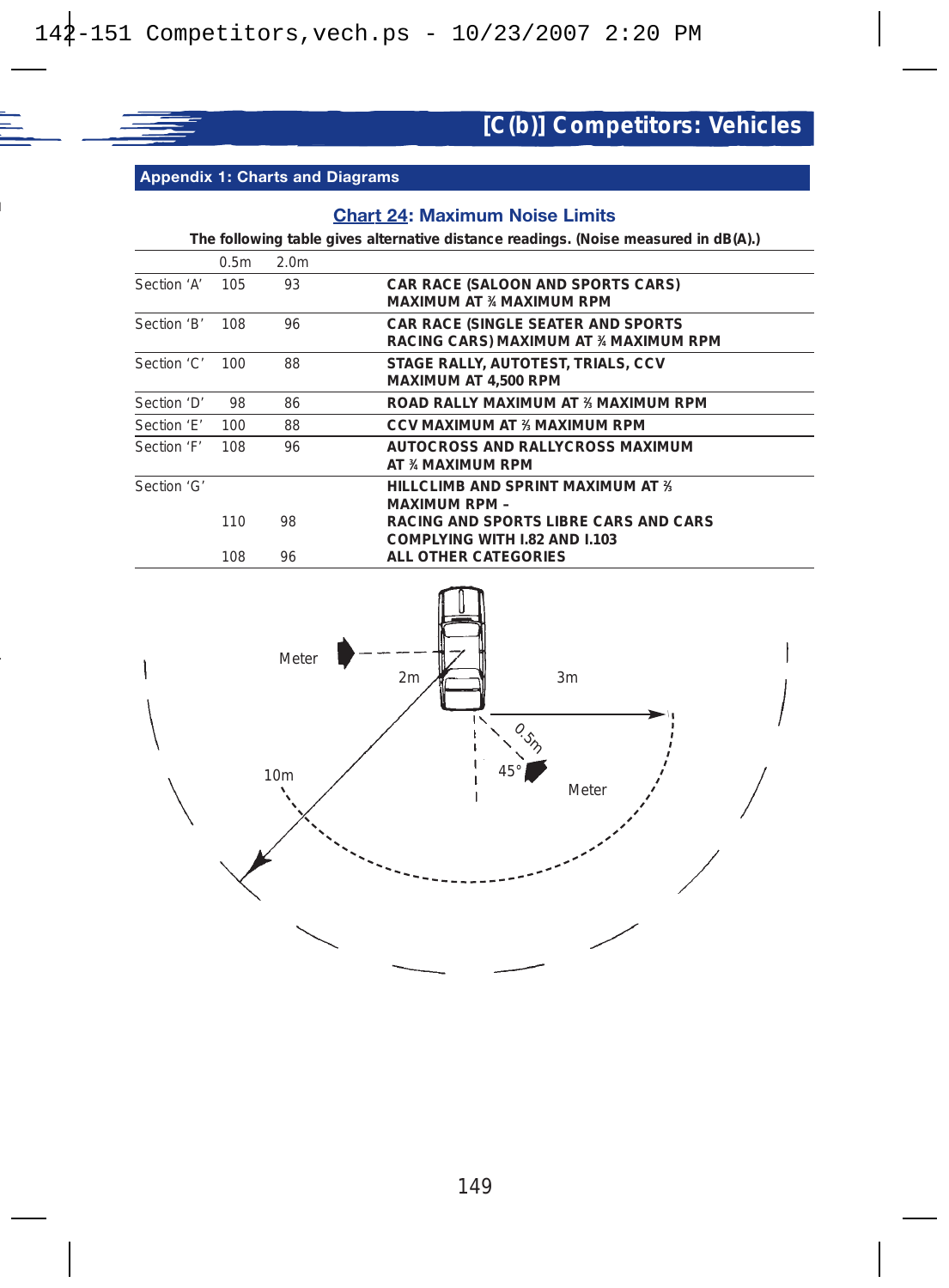## Appendix 1: Charts and Diagrams

### Chart 24: Maximum Noise Limits

**The following table gives alternative distance readings. (Noise measured in dB(A).)**

| | 0.5m | 2.0m | |
|---|---|---|---|
| Section 'A' | 105 | 93 | **CAR RACE (SALOON AND SPORTS CARS) MAXIMUM AT ¾ MAXIMUM RPM** |
| Section 'B' | 108 | 96 | **CAR RACE (SINGLE SEATER AND SPORTS RACING CARS) MAXIMUM AT ¾ MAXIMUM RPM** |
| Section 'C' | 100 | 88 | **STAGE RALLY, AUTOTEST, TRIALS, CCV MAXIMUM AT 4,500 RPM** |
| Section 'D' | 98 | 86 | **ROAD RALLY MAXIMUM AT ⅔ MAXIMUM RPM** |
| Section 'E' | 100 | 88 | **CCV MAXIMUM AT ⅔ MAXIMUM RPM** |
| Section 'F' | 108 | 96 | **AUTOCROSS AND RALLYCROSS MAXIMUM AT ¾ MAXIMUM RPM** |
| Section 'G' | | | **HILLCLIMB AND SPRINT MAXIMUM AT ⅔ MAXIMUM RPM –** |
| | 110 | 98 | **RACING AND SPORTS LIBRE CARS AND CARS COMPLYING WITH I.82 AND I.103** |
| | 108 | 96 | **ALL OTHER CATEGORIES** |

Meter 2m 3m 0.5m 45° Meter 10m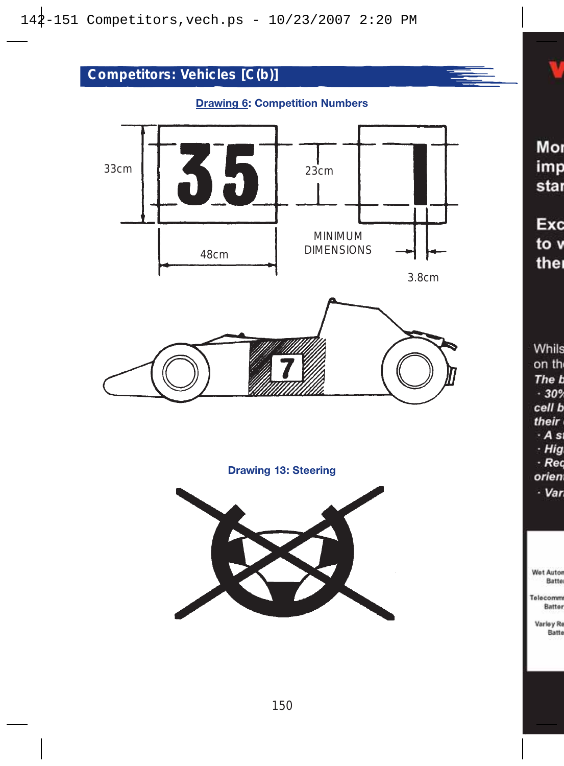## Competitors: Vehicles [C (b)]

**Drawing 6: Competition Numbers**

33cm

23cm

48cm

MINIMUM DIMENSIONS

3.8cm

**Drawing 13: Steering**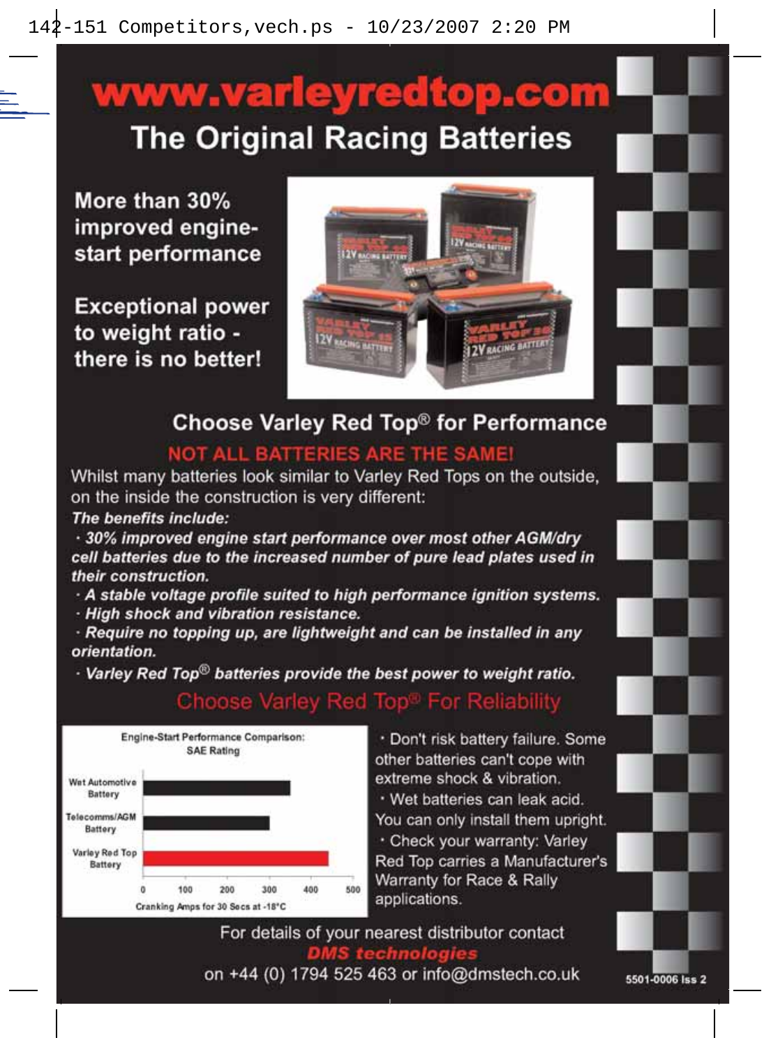# www.varleyredtop.com

## The Original Racing Batteries

**More than 30% improved engine-start performance**

**Exceptional power to weight ratio - there is no better!**

## Choose Varley Red Top® for Performance

### NOT ALL BATTERIES ARE THE SAME!

Whilst many batteries look similar to Varley Red Tops on the outside, on the inside the construction is very different:

***The benefits include:***

- ***30% improved engine start performance over most other AGM/dry cell batteries due to the increased number of pure lead plates used in their construction.***
- ***A stable voltage profile suited to high performance ignition systems.***
- ***High shock and vibration resistance.***
- ***Require no topping up, are lightweight and can be installed in any orientation.***
- ***Varley Red Top® batteries provide the best power to weight ratio.***

## Choose Varley Red Top® For Reliability

Engine-Start Performance Comparison: SAE Rating

Wet Automotive Battery

Telecomms/AGM Battery

Varley Red Top Battery

0 100 200 300 400 500

Cranking Amps for 30 Secs at -18°C

- Don't risk battery failure. Some other batteries can't cope with extreme shock & vibration.
- Wet batteries can leak acid. You can only install them upright.
- Check your warranty: Varley Red Top carries a Manufacturer's Warranty for Race & Rally applications.

For details of your nearest distributor contact

**DMS technologies**

on +44 (0) 1794 525 463 or info@dmstech.co.uk

5501-0006 Iss 2